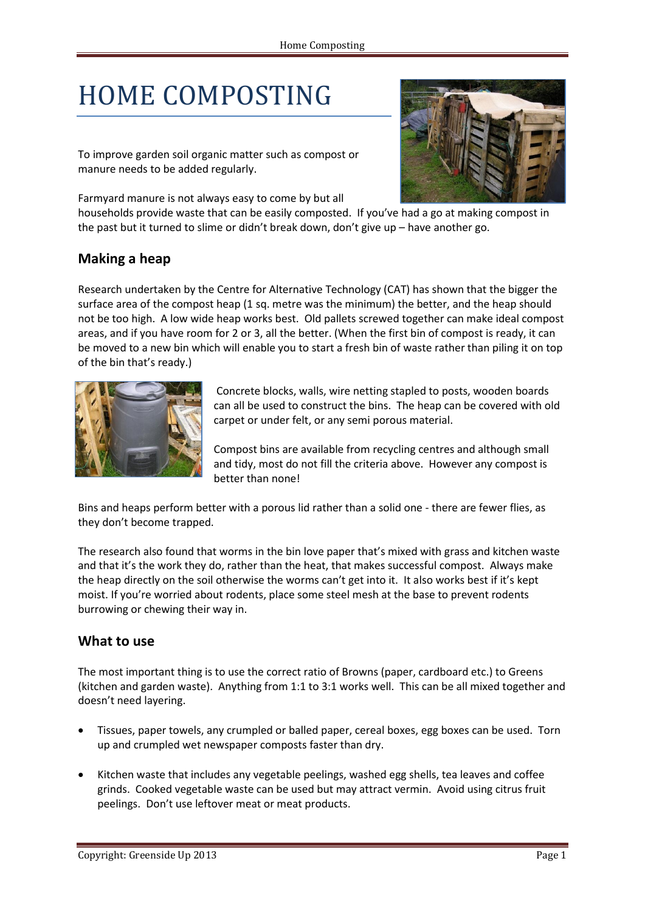# HOME COMPOSTING

To improve garden soil organic matter such as compost or manure needs to be added regularly.

Farmyard manure is not always easy to come by but all households provide waste that can be easily composted. If you've had a go at making compost in the past but it turned to slime or didn't break down, don't give up – have another go.

## Making a heap

Research undertaken by the Centre for Alternative Technology (CAT) has shown that the bigger the surface area of the compost heap (1 sq. metre was the minimum) the better, and the heap should not be too high. A low wide heap works best. Old pallets screwed together can make ideal compost areas, and if you have room for 2 or 3, all the better. (When the first bin of compost is ready, it can be moved to a new bin which will enable you to start a fresh bin of waste rather than piling it on top of the bin that's ready.)

Concrete blocks, walls, wire netting stapled to posts, wooden boards can all be used to construct the bins. The heap can be covered with old carpet or under felt, or any semi porous material.

Compost bins are available from recycling centres and although small and tidy, most do not fill the criteria above. However any compost is better than none!

Bins and heaps perform better with a porous lid rather than a solid one - there are fewer flies, as they don't become trapped.

The research also found that worms in the bin love paper that's mixed with grass and kitchen waste and that it's the work they do, rather than the heat, that makes successful compost. Always make the heap directly on the soil otherwise the worms can't get into it. It also works best if it's kept moist. If you're worried about rodents, place some steel mesh at the base to prevent rodents burrowing or chewing their way in.

## What to use

The most important thing is to use the correct ratio of Browns (paper, cardboard etc.) to Greens (kitchen and garden waste). Anything from 1:1 to 3:1 works well. This can be all mixed together and doesn't need layering.

- Tissues, paper towels, any crumpled or balled paper, cereal boxes, egg boxes can be used. Torn up and crumpled wet newspaper composts faster than dry.
- Kitchen waste that includes any vegetable peelings, washed egg shells, tea leaves and coffee grinds. Cooked vegetable waste can be used but may attract vermin. Avoid using citrus fruit peelings. Don't use leftover meat or meat products.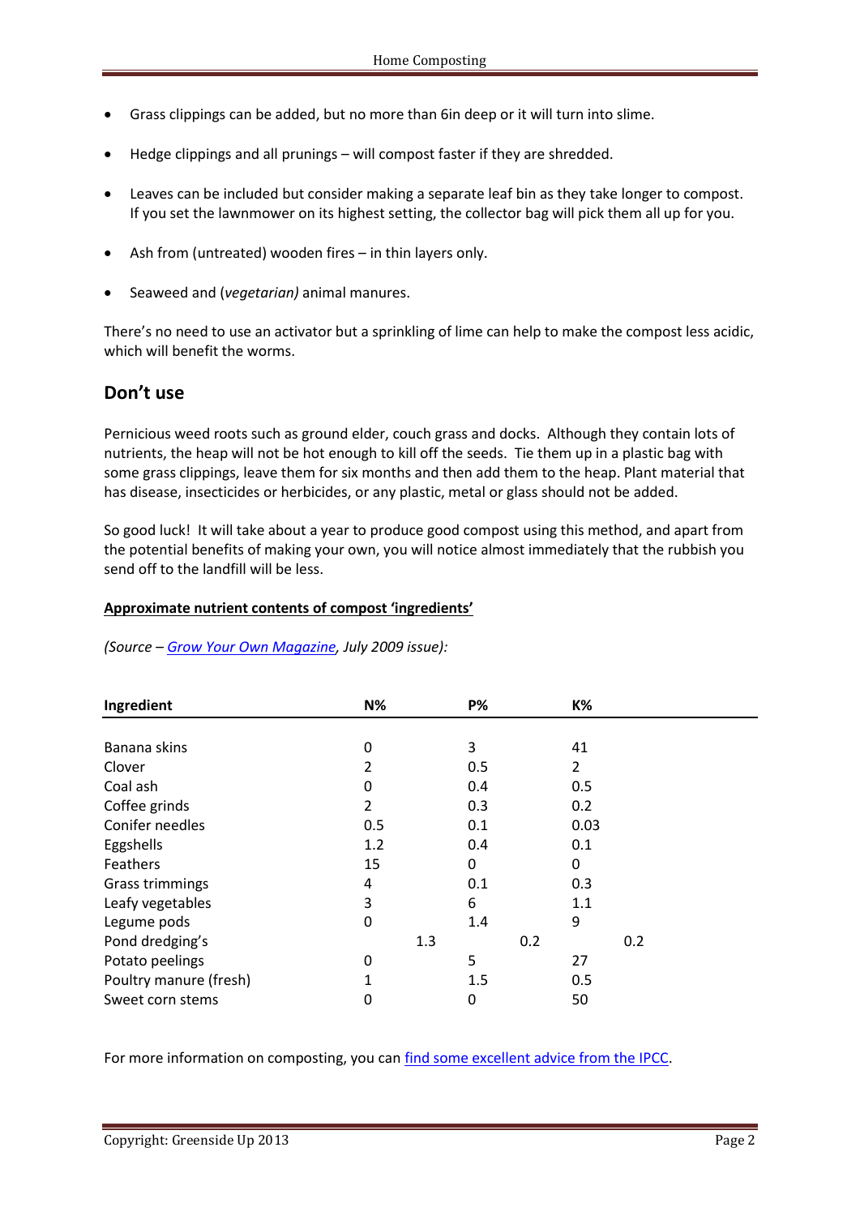- Grass clippings can be added, but no more than 6in deep or it will turn into slime.
- Hedge clippings and all prunings – will compost faster if they are shredded.
- Leaves can be included but consider making a separate leaf bin as they take longer to compost. If you set the lawnmower on its highest setting, the collector bag will pick them all up for you.
- Ash from (untreated) wooden fires – in thin layers only.
- Seaweed and (*vegetarian)* animal manures.

There's no need to use an activator but a sprinkling of lime can help to make the compost less acidic, which will benefit the worms.

## Don't use

Pernicious weed roots such as ground elder, couch grass and docks. Although they contain lots of nutrients, the heap will not be hot enough to kill off the seeds. Tie them up in a plastic bag with some grass clippings, leave them for six months and then add them to the heap. Plant material that has disease, insecticides or herbicides, or any plastic, metal or glass should not be added.

So good luck! It will take about a year to produce good compost using this method, and apart from the potential benefits of making your own, you will notice almost immediately that the rubbish you send off to the landfill will be less.

**<u>Approximate nutrient contents of compost 'ingredients'</u>**

*(Source – [Grow Your Own Magazine](), July 2009 issue):*

| Ingredient | N% | P% | K% |
|---|---|---|---|
| Banana skins | 0 | 3 | 41 |
| Clover | 2 | 0.5 | 2 |
| Coal ash | 0 | 0.4 | 0.5 |
| Coffee grinds | 2 | 0.3 | 0.2 |
| Conifer needles | 0.5 | 0.1 | 0.03 |
| Eggshells | 1.2 | 0.4 | 0.1 |
| Feathers | 15 | 0 | 0 |
| Grass trimmings | 4 | 0.1 | 0.3 |
| Leafy vegetables | 3 | 6 | 1.1 |
| Legume pods | 0 | 1.4 | 9 |
| Pond dredging's | 1.3 | 0.2 | 0.2 |
| Potato peelings | 0 | 5 | 27 |
| Poultry manure (fresh) | 1 | 1.5 | 0.5 |
| Sweet corn stems | 0 | 0 | 50 |

For more information on composting, you can [find some excellent advice from the IPCC]().

Copyright: Greenside Up 2013